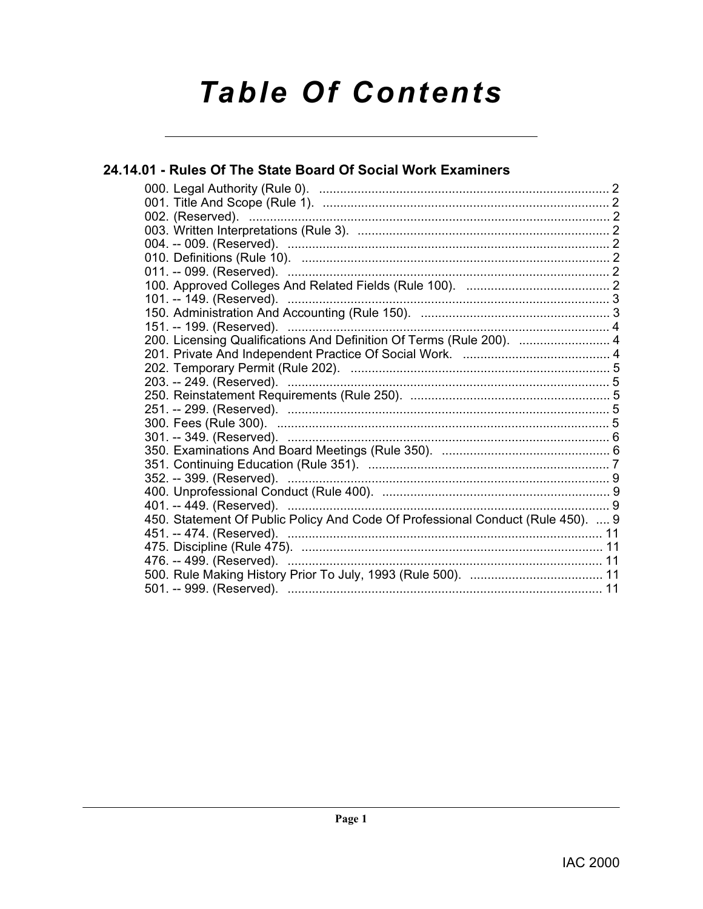# Table Of Contents

## 24.14.01 - Rules Of The State Board Of Social Work Examiners

000. Legal Authority (Rule 0). .... 2
001. Title And Scope (Rule 1). .... 2
002. (Reserved). .... 2
003. Written Interpretations (Rule 3). .... 2
004. -- 009. (Reserved). .... 2
010. Definitions (Rule 10). .... 2
011. -- 099. (Reserved). .... 2
100. Approved Colleges And Related Fields (Rule 100). .... 2
101. -- 149. (Reserved). .... 3
150. Administration And Accounting (Rule 150). .... 3
151. -- 199. (Reserved). .... 4
200. Licensing Qualifications And Definition Of Terms (Rule 200). .... 4
201. Private And Independent Practice Of Social Work. .... 4
202. Temporary Permit (Rule 202). .... 5
203. -- 249. (Reserved). .... 5
250. Reinstatement Requirements (Rule 250). .... 5
251. -- 299. (Reserved). .... 5
300. Fees (Rule 300). .... 5
301. -- 349. (Reserved). .... 6
350. Examinations And Board Meetings (Rule 350). .... 6
351. Continuing Education (Rule 351). .... 7
352. -- 399. (Reserved). .... 9
400. Unprofessional Conduct (Rule 400). .... 9
401. -- 449. (Reserved). .... 9
450. Statement Of Public Policy And Code Of Professional Conduct (Rule 450). .... 9
451. -- 474. (Reserved). .... 11
475. Discipline (Rule 475). .... 11
476. -- 499. (Reserved). .... 11
500. Rule Making History Prior To July, 1993 (Rule 500). .... 11
501. -- 999. (Reserved). .... 11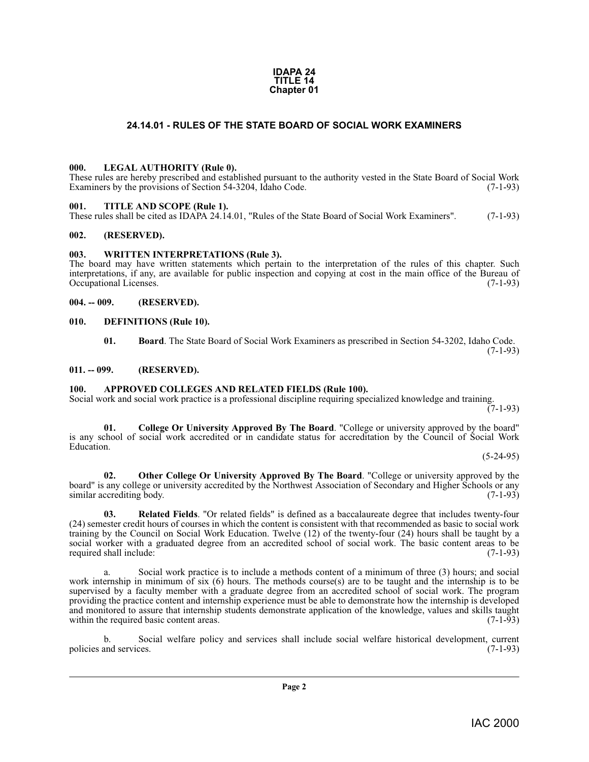**IDAPA 24**
**TITLE 14**
**Chapter 01**

# 24.14.01 - RULES OF THE STATE BOARD OF SOCIAL WORK EXAMINERS

### 000. LEGAL AUTHORITY (Rule 0).

These rules are hereby prescribed and established pursuant to the authority vested in the State Board of Social Work Examiners by the provisions of Section 54-3204, Idaho Code. (7-1-93)

### 001. TITLE AND SCOPE (Rule 1).

These rules shall be cited as IDAPA 24.14.01, "Rules of the State Board of Social Work Examiners". (7-1-93)

### 002. (RESERVED).

### 003. WRITTEN INTERPRETATIONS (Rule 3).

The board may have written statements which pertain to the interpretation of the rules of this chapter. Such interpretations, if any, are available for public inspection and copying at cost in the main office of the Bureau of Occupational Licenses. (7-1-93)

### 004. -- 009. (RESERVED).

### 010. DEFINITIONS (Rule 10).

**01. Board**. The State Board of Social Work Examiners as prescribed in Section 54-3202, Idaho Code. (7-1-93)

### 011. -- 099. (RESERVED).

### 100. APPROVED COLLEGES AND RELATED FIELDS (Rule 100).

Social work and social work practice is a professional discipline requiring specialized knowledge and training. (7-1-93)

**01. College Or University Approved By The Board**. "College or university approved by the board" is any school of social work accredited or in candidate status for accreditation by the Council of Social Work Education. (5-24-95)

**02. Other College Or University Approved By The Board**. "College or university approved by the board" is any college or university accredited by the Northwest Association of Secondary and Higher Schools or any similar accrediting body. (7-1-93)

**03. Related Fields**. "Or related fields" is defined as a baccalaureate degree that includes twenty-four (24) semester credit hours of courses in which the content is consistent with that recommended as basic to social work training by the Council on Social Work Education. Twelve (12) of the twenty-four (24) hours shall be taught by a social worker with a graduated degree from an accredited school of social work. The basic content areas to be required shall include: (7-1-93)

a. Social work practice is to include a methods content of a minimum of three (3) hours; and social work internship in minimum of six (6) hours. The methods course(s) are to be taught and the internship is to be supervised by a faculty member with a graduate degree from an accredited school of social work. The program providing the practice content and internship experience must be able to demonstrate how the internship is developed and monitored to assure that internship students demonstrate application of the knowledge, values and skills taught within the required basic content areas. (7-1-93)

b. Social welfare policy and services shall include social welfare historical development, current policies and services. (7-1-93)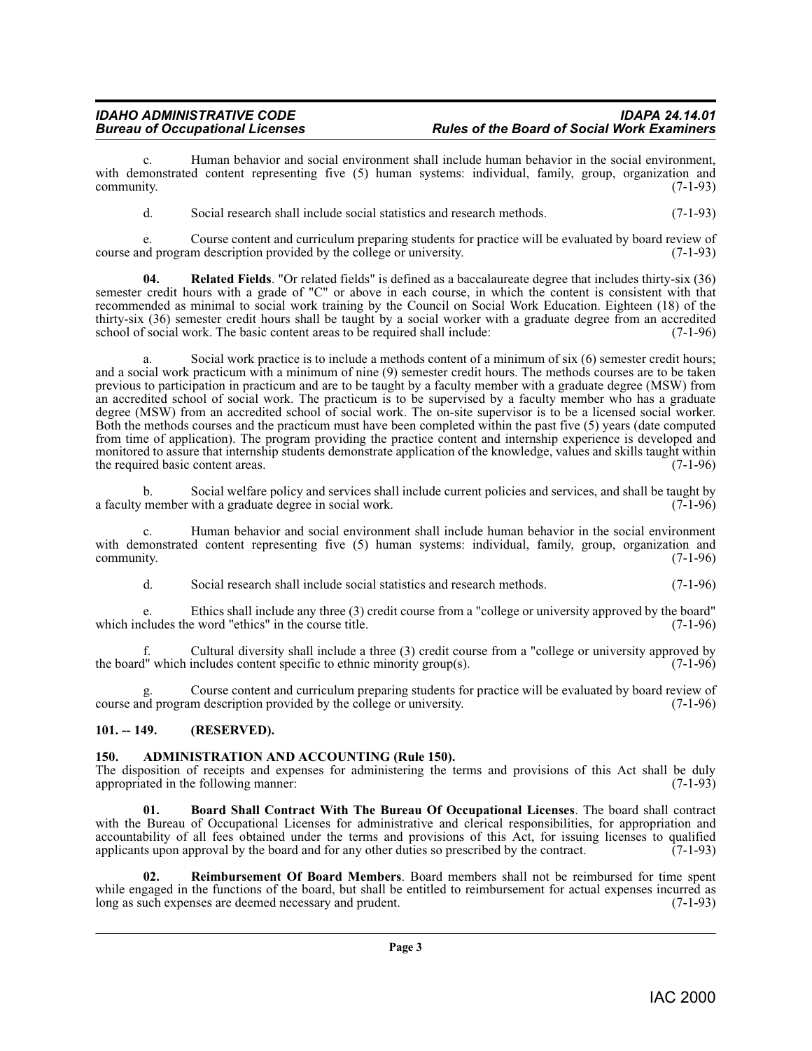c. Human behavior and social environment shall include human behavior in the social environment, with demonstrated content representing five (5) human systems: individual, family, group, organization and community. (7-1-93)

d. Social research shall include social statistics and research methods. (7-1-93)

e. Course content and curriculum preparing students for practice will be evaluated by board review of course and program description provided by the college or university. (7-1-93)

**04. Related Fields**. "Or related fields" is defined as a baccalaureate degree that includes thirty-six (36) semester credit hours with a grade of "C" or above in each course, in which the content is consistent with that recommended as minimal to social work training by the Council on Social Work Education. Eighteen (18) of the thirty-six (36) semester credit hours shall be taught by a social worker with a graduate degree from an accredited school of social work. The basic content areas to be required shall include: (7-1-96)

a. Social work practice is to include a methods content of a minimum of six (6) semester credit hours; and a social work practicum with a minimum of nine (9) semester credit hours. The methods courses are to be taken previous to participation in practicum and are to be taught by a faculty member with a graduate degree (MSW) from an accredited school of social work. The practicum is to be supervised by a faculty member who has a graduate degree (MSW) from an accredited school of social work. The on-site supervisor is to be a licensed social worker. Both the methods courses and the practicum must have been completed within the past five (5) years (date computed from time of application). The program providing the practice content and internship experience is developed and monitored to assure that internship students demonstrate application of the knowledge, values and skills taught within the required basic content areas. (7-1-96)

b. Social welfare policy and services shall include current policies and services, and shall be taught by a faculty member with a graduate degree in social work. (7-1-96)

c. Human behavior and social environment shall include human behavior in the social environment with demonstrated content representing five (5) human systems: individual, family, group, organization and community. (7-1-96)

d. Social research shall include social statistics and research methods. (7-1-96)

e. Ethics shall include any three (3) credit course from a "college or university approved by the board" which includes the word "ethics" in the course title. (7-1-96)

f. Cultural diversity shall include a three (3) credit course from a "college or university approved by the board" which includes content specific to ethnic minority group(s). (7-1-96)

g. Course content and curriculum preparing students for practice will be evaluated by board review of course and program description provided by the college or university. (7-1-96)

## 101. -- 149. (RESERVED).

## 150. ADMINISTRATION AND ACCOUNTING (Rule 150).

The disposition of receipts and expenses for administering the terms and provisions of this Act shall be duly appropriated in the following manner: (7-1-93)

**01. Board Shall Contract With The Bureau Of Occupational Licenses**. The board shall contract with the Bureau of Occupational Licenses for administrative and clerical responsibilities, for appropriation and accountability of all fees obtained under the terms and provisions of this Act, for issuing licenses to qualified applicants upon approval by the board and for any other duties so prescribed by the contract. (7-1-93)

**02. Reimbursement Of Board Members**. Board members shall not be reimbursed for time spent while engaged in the functions of the board, but shall be entitled to reimbursement for actual expenses incurred as long as such expenses are deemed necessary and prudent. (7-1-93)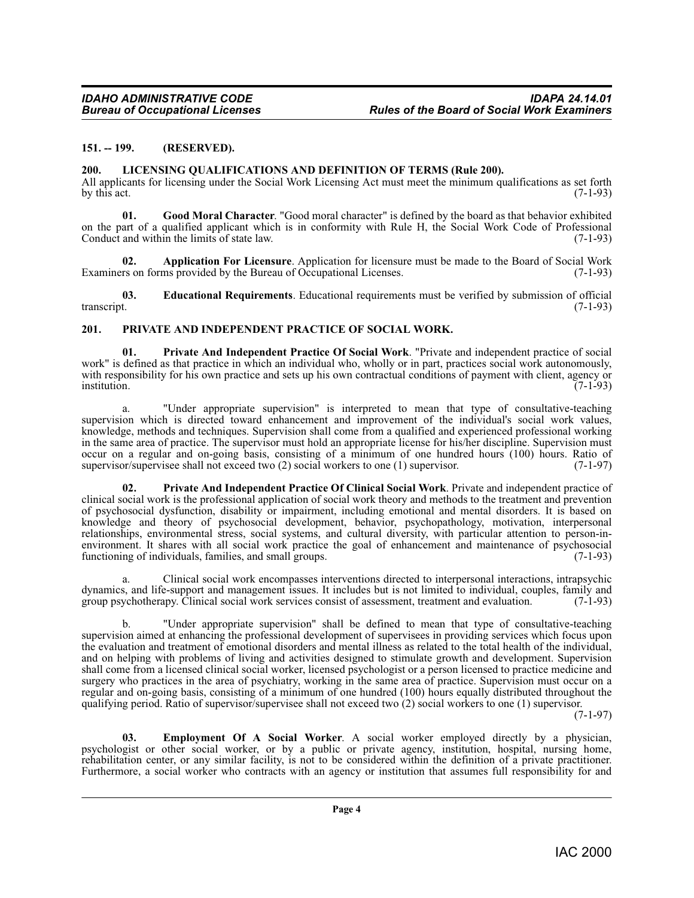**151. -- 199. (RESERVED).**

**200. LICENSING QUALIFICATIONS AND DEFINITION OF TERMS (Rule 200).**

All applicants for licensing under the Social Work Licensing Act must meet the minimum qualifications as set forth by this act. (7-1-93)

**01. Good Moral Character**. "Good moral character" is defined by the board as that behavior exhibited on the part of a qualified applicant which is in conformity with Rule H, the Social Work Code of Professional Conduct and within the limits of state law. (7-1-93)

**02. Application For Licensure**. Application for licensure must be made to the Board of Social Work Examiners on forms provided by the Bureau of Occupational Licenses. (7-1-93)

**03. Educational Requirements**. Educational requirements must be verified by submission of official transcript. (7-1-93)

**201. PRIVATE AND INDEPENDENT PRACTICE OF SOCIAL WORK.**

**01. Private And Independent Practice Of Social Work**. "Private and independent practice of social work" is defined as that practice in which an individual who, wholly or in part, practices social work autonomously, with responsibility for his own practice and sets up his own contractual conditions of payment with client, agency or institution. (7-1-93)

a. "Under appropriate supervision" is interpreted to mean that type of consultative-teaching supervision which is directed toward enhancement and improvement of the individual's social work values, knowledge, methods and techniques. Supervision shall come from a qualified and experienced professional working in the same area of practice. The supervisor must hold an appropriate license for his/her discipline. Supervision must occur on a regular and on-going basis, consisting of a minimum of one hundred hours (100) hours. Ratio of supervisor/supervisee shall not exceed two (2) social workers to one (1) supervisor. (7-1-97)

**02. Private And Independent Practice Of Clinical Social Work**. Private and independent practice of clinical social work is the professional application of social work theory and methods to the treatment and prevention of psychosocial dysfunction, disability or impairment, including emotional and mental disorders. It is based on knowledge and theory of psychosocial development, behavior, psychopathology, motivation, interpersonal relationships, environmental stress, social systems, and cultural diversity, with particular attention to person-in-environment. It shares with all social work practice the goal of enhancement and maintenance of psychosocial functioning of individuals, families, and small groups. (7-1-93)

a. Clinical social work encompasses interventions directed to interpersonal interactions, intrapsychic dynamics, and life-support and management issues. It includes but is not limited to individual, couples, family and group psychotherapy. Clinical social work services consist of assessment, treatment and evaluation. (7-1-93)

b. "Under appropriate supervision" shall be defined to mean that type of consultative-teaching supervision aimed at enhancing the professional development of supervisees in providing services which focus upon the evaluation and treatment of emotional disorders and mental illness as related to the total health of the individual, and on helping with problems of living and activities designed to stimulate growth and development. Supervision shall come from a licensed clinical social worker, licensed psychologist or a person licensed to practice medicine and surgery who practices in the area of psychiatry, working in the same area of practice. Supervision must occur on a regular and on-going basis, consisting of a minimum of one hundred (100) hours equally distributed throughout the qualifying period. Ratio of supervisor/supervisee shall not exceed two (2) social workers to one (1) supervisor. (7-1-97)

**03. Employment Of A Social Worker**. A social worker employed directly by a physician, psychologist or other social worker, or by a public or private agency, institution, hospital, nursing home, rehabilitation center, or any similar facility, is not to be considered within the definition of a private practitioner. Furthermore, a social worker who contracts with an agency or institution that assumes full responsibility for and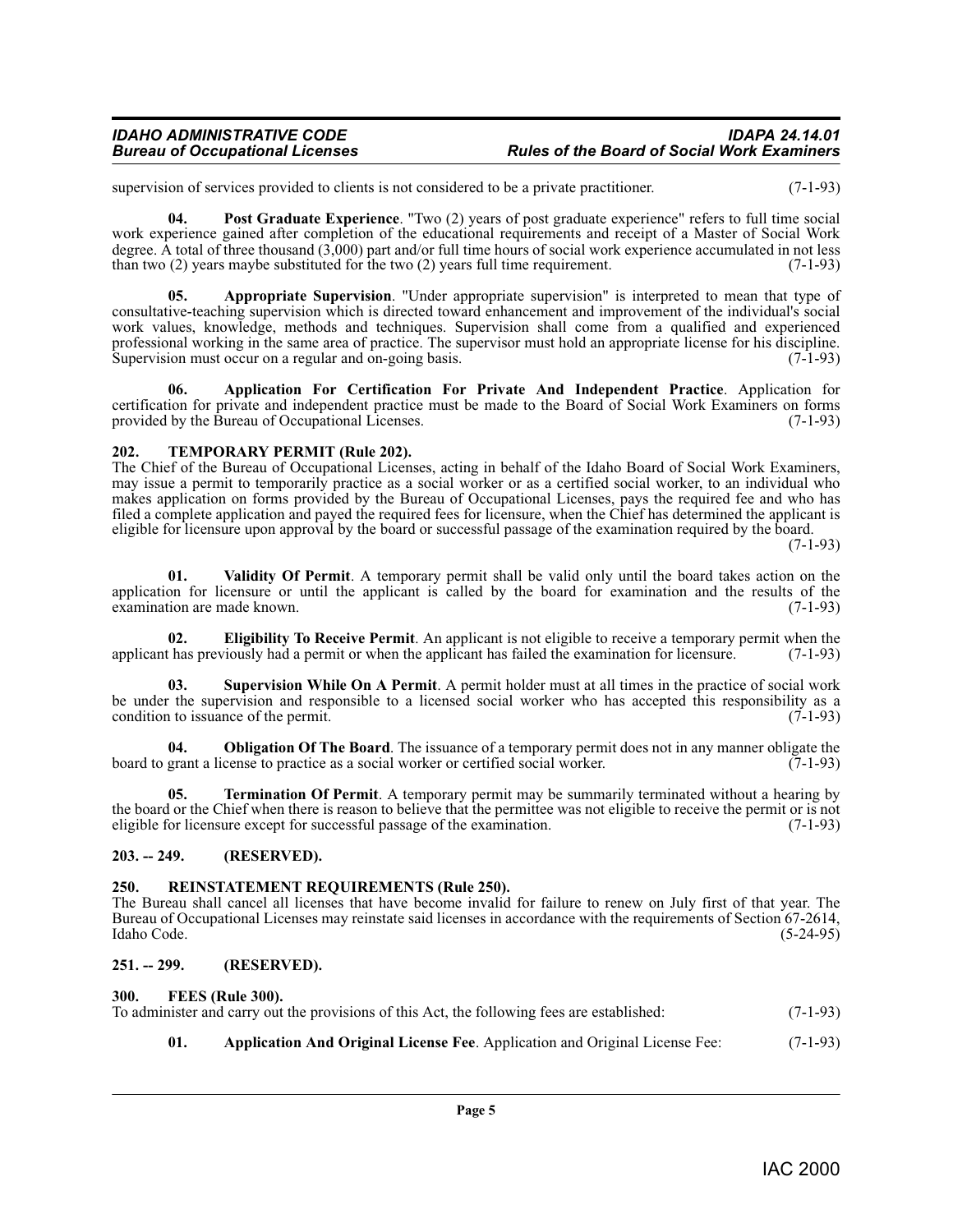supervision of services provided to clients is not considered to be a private practitioner. (7-1-93)

**04. Post Graduate Experience**. "Two (2) years of post graduate experience" refers to full time social work experience gained after completion of the educational requirements and receipt of a Master of Social Work degree. A total of three thousand (3,000) part and/or full time hours of social work experience accumulated in not less than two (2) years maybe substituted for the two (2) years full time requirement. (7-1-93)

**05. Appropriate Supervision**. "Under appropriate supervision" is interpreted to mean that type of consultative-teaching supervision which is directed toward enhancement and improvement of the individual's social work values, knowledge, methods and techniques. Supervision shall come from a qualified and experienced professional working in the same area of practice. The supervisor must hold an appropriate license for his discipline. Supervision must occur on a regular and on-going basis. (7-1-93)

**06. Application For Certification For Private And Independent Practice**. Application for certification for private and independent practice must be made to the Board of Social Work Examiners on forms provided by the Bureau of Occupational Licenses. (7-1-93)

## 202. TEMPORARY PERMIT (Rule 202).

The Chief of the Bureau of Occupational Licenses, acting in behalf of the Idaho Board of Social Work Examiners, may issue a permit to temporarily practice as a social worker or as a certified social worker, to an individual who makes application on forms provided by the Bureau of Occupational Licenses, pays the required fee and who has filed a complete application and payed the required fees for licensure, when the Chief has determined the applicant is eligible for licensure upon approval by the board or successful passage of the examination required by the board. (7-1-93)

**01. Validity Of Permit**. A temporary permit shall be valid only until the board takes action on the application for licensure or until the applicant is called by the board for examination and the results of the examination are made known. (7-1-93)

**02. Eligibility To Receive Permit**. An applicant is not eligible to receive a temporary permit when the applicant has previously had a permit or when the applicant has failed the examination for licensure. (7-1-93)

**03. Supervision While On A Permit**. A permit holder must at all times in the practice of social work be under the supervision and responsible to a licensed social worker who has accepted this responsibility as a condition to issuance of the permit. (7-1-93)

**04. Obligation Of The Board**. The issuance of a temporary permit does not in any manner obligate the board to grant a license to practice as a social worker or certified social worker. (7-1-93)

**05. Termination Of Permit**. A temporary permit may be summarily terminated without a hearing by the board or the Chief when there is reason to believe that the permittee was not eligible to receive the permit or is not eligible for licensure except for successful passage of the examination. (7-1-93)

## 203. -- 249. (RESERVED).

## 250. REINSTATEMENT REQUIREMENTS (Rule 250).

The Bureau shall cancel all licenses that have become invalid for failure to renew on July first of that year. The Bureau of Occupational Licenses may reinstate said licenses in accordance with the requirements of Section 67-2614, Idaho Code. (5-24-95)

## 251. -- 299. (RESERVED).

## 300. FEES (Rule 300).

To administer and carry out the provisions of this Act, the following fees are established: (7-1-93)

**01. Application And Original License Fee**. Application and Original License Fee: (7-1-93)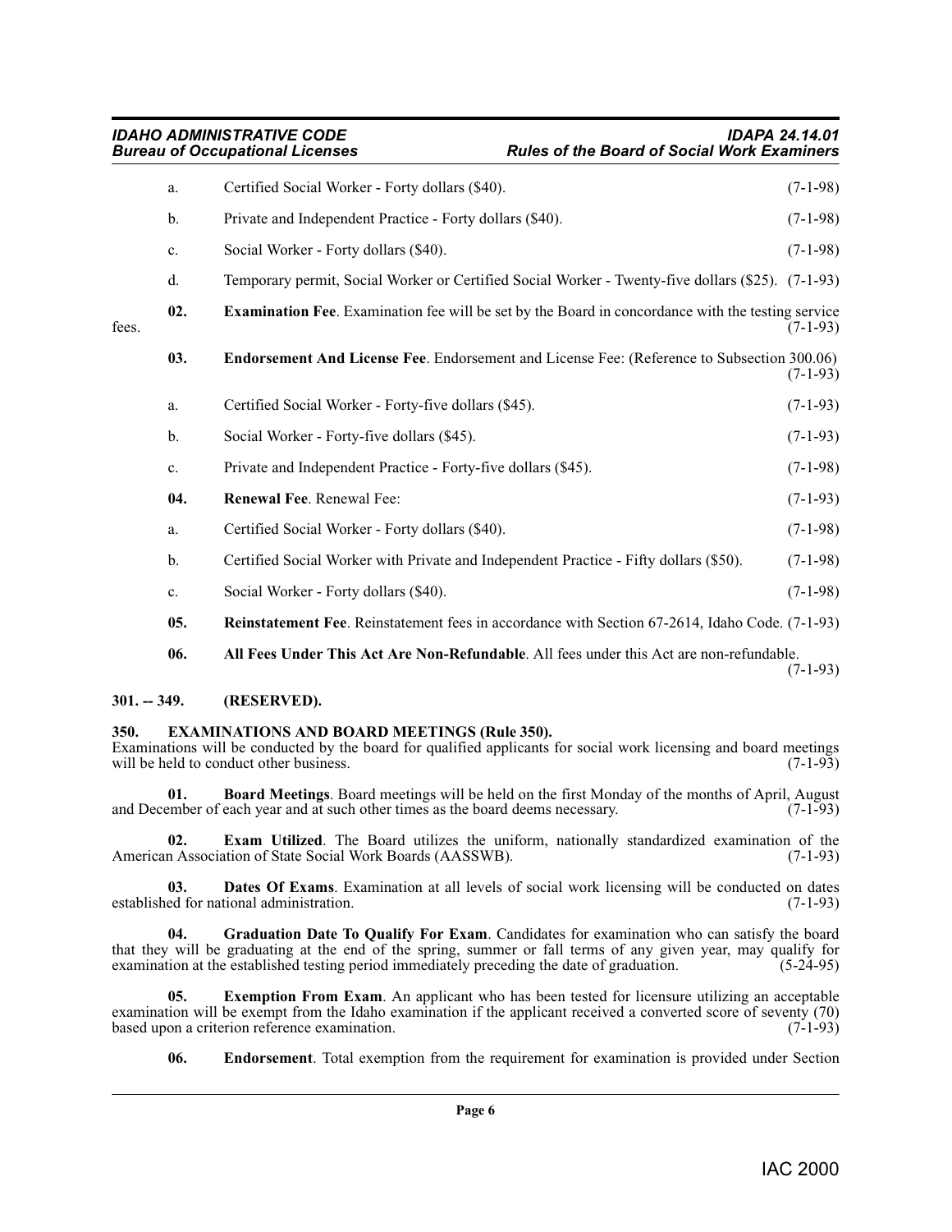a. Certified Social Worker - Forty dollars ($40). (7-1-98)

b. Private and Independent Practice - Forty dollars ($40). (7-1-98)

c. Social Worker - Forty dollars ($40). (7-1-98)

d. Temporary permit, Social Worker or Certified Social Worker - Twenty-five dollars ($25). (7-1-93)

**02. Examination Fee**. Examination fee will be set by the Board in concordance with the testing service fees. (7-1-93)

**03. Endorsement And License Fee**. Endorsement and License Fee: (Reference to Subsection 300.06) (7-1-93)

a. Certified Social Worker - Forty-five dollars ($45). (7-1-93)

b. Social Worker - Forty-five dollars ($45). (7-1-93)

c. Private and Independent Practice - Forty-five dollars ($45). (7-1-98)

**04. Renewal Fee**. Renewal Fee: (7-1-93)

a. Certified Social Worker - Forty dollars ($40). (7-1-98)

b. Certified Social Worker with Private and Independent Practice - Fifty dollars ($50). (7-1-98)

c. Social Worker - Forty dollars ($40). (7-1-98)

**05. Reinstatement Fee**. Reinstatement fees in accordance with Section 67-2614, Idaho Code. (7-1-93)

**06. All Fees Under This Act Are Non-Refundable**. All fees under this Act are non-refundable. (7-1-93)

**301. -- 349. (RESERVED).**

**350. EXAMINATIONS AND BOARD MEETINGS (Rule 350).**

Examinations will be conducted by the board for qualified applicants for social work licensing and board meetings will be held to conduct other business. (7-1-93)

**01. Board Meetings**. Board meetings will be held on the first Monday of the months of April, August and December of each year and at such other times as the board deems necessary. (7-1-93)

**02. Exam Utilized**. The Board utilizes the uniform, nationally standardized examination of the American Association of State Social Work Boards (AASSWB). (7-1-93)

**03. Dates Of Exams**. Examination at all levels of social work licensing will be conducted on dates established for national administration. (7-1-93)

**04. Graduation Date To Qualify For Exam**. Candidates for examination who can satisfy the board that they will be graduating at the end of the spring, summer or fall terms of any given year, may qualify for examination at the established testing period immediately preceding the date of graduation. (5-24-95)

**05. Exemption From Exam**. An applicant who has been tested for licensure utilizing an acceptable examination will be exempt from the Idaho examination if the applicant received a converted score of seventy (70) based upon a criterion reference examination. (7-1-93)

**06. Endorsement**. Total exemption from the requirement for examination is provided under Section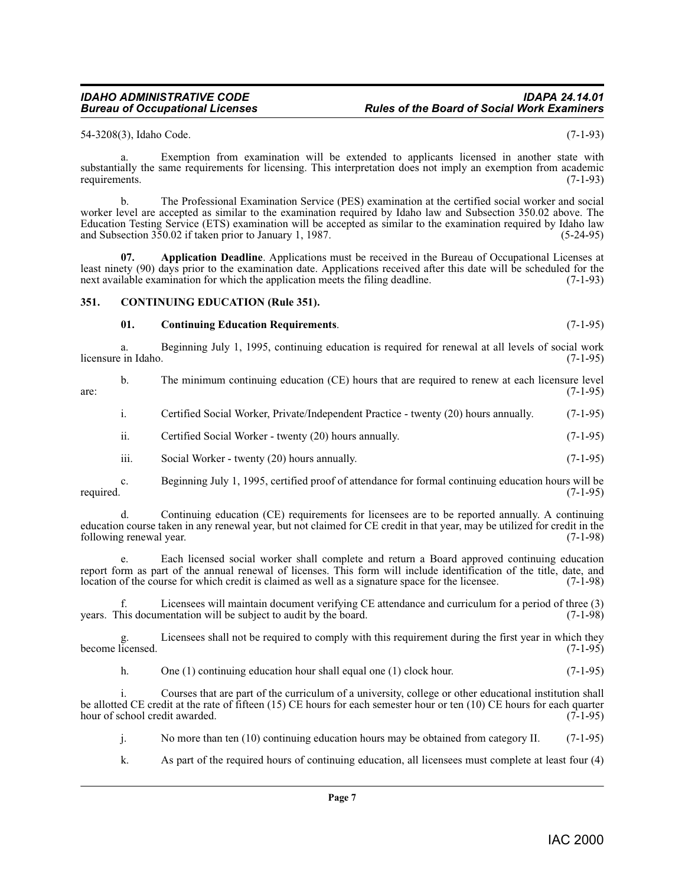54-3208(3), Idaho Code. (7-1-93)

a. Exemption from examination will be extended to applicants licensed in another state with substantially the same requirements for licensing. This interpretation does not imply an exemption from academic requirements. (7-1-93)

b. The Professional Examination Service (PES) examination at the certified social worker and social worker level are accepted as similar to the examination required by Idaho law and Subsection 350.02 above. The Education Testing Service (ETS) examination will be accepted as similar to the examination required by Idaho law and Subsection 350.02 if taken prior to January 1, 1987. (5-24-95)

**07. Application Deadline**. Applications must be received in the Bureau of Occupational Licenses at least ninety (90) days prior to the examination date. Applications received after this date will be scheduled for the next available examination for which the application meets the filing deadline. (7-1-93)

### 351. CONTINUING EDUCATION (Rule 351).

**01. Continuing Education Requirements**. (7-1-95)

a. Beginning July 1, 1995, continuing education is required for renewal at all levels of social work licensure in Idaho. (7-1-95)

b. The minimum continuing education (CE) hours that are required to renew at each licensure level are: (7-1-95)

i. Certified Social Worker, Private/Independent Practice - twenty (20) hours annually. (7-1-95)

ii. Certified Social Worker - twenty (20) hours annually. (7-1-95)

iii. Social Worker - twenty (20) hours annually. (7-1-95)

c. Beginning July 1, 1995, certified proof of attendance for formal continuing education hours will be required. (7-1-95)

d. Continuing education (CE) requirements for licensees are to be reported annually. A continuing education course taken in any renewal year, but not claimed for CE credit in that year, may be utilized for credit in the following renewal year. (7-1-98)

e. Each licensed social worker shall complete and return a Board approved continuing education report form as part of the annual renewal of licenses. This form will include identification of the title, date, and location of the course for which credit is claimed as well as a signature space for the licensee. (7-1-98)

f. Licensees will maintain document verifying CE attendance and curriculum for a period of three (3) years. This documentation will be subject to audit by the board. (7-1-98)

g. Licensees shall not be required to comply with this requirement during the first year in which they become licensed. (7-1-95)

h. One (1) continuing education hour shall equal one (1) clock hour. (7-1-95)

i. Courses that are part of the curriculum of a university, college or other educational institution shall be allotted CE credit at the rate of fifteen (15) CE hours for each semester hour or ten (10) CE hours for each quarter hour of school credit awarded. (7-1-95)

j. No more than ten (10) continuing education hours may be obtained from category II. (7-1-95)

k. As part of the required hours of continuing education, all licensees must complete at least four (4)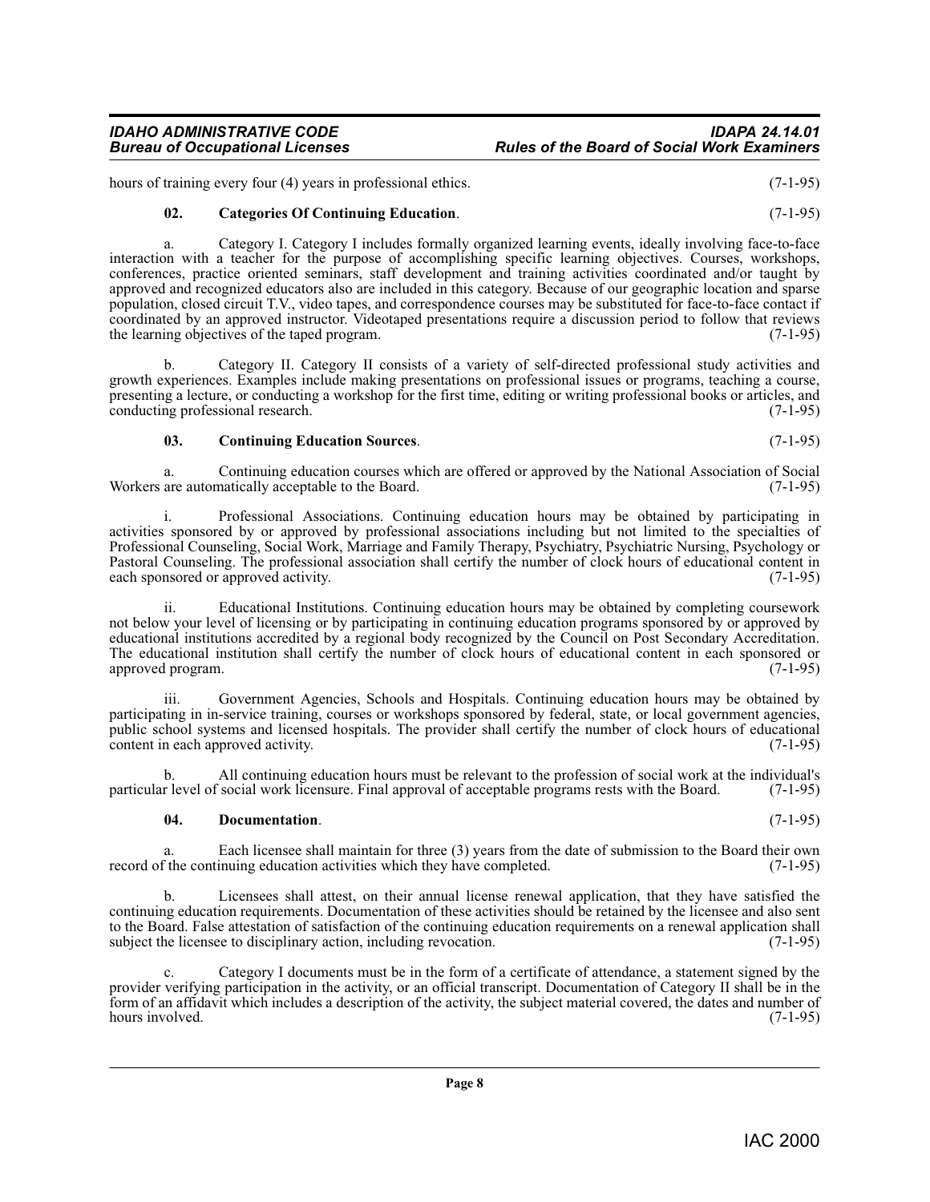hours of training every four (4) years in professional ethics. (7-1-95)

**02. Categories Of Continuing Education**. (7-1-95)

a. Category I. Category I includes formally organized learning events, ideally involving face-to-face interaction with a teacher for the purpose of accomplishing specific learning objectives. Courses, workshops, conferences, practice oriented seminars, staff development and training activities coordinated and/or taught by approved and recognized educators also are included in this category. Because of our geographic location and sparse population, closed circuit T.V., video tapes, and correspondence courses may be substituted for face-to-face contact if coordinated by an approved instructor. Videotaped presentations require a discussion period to follow that reviews the learning objectives of the taped program. (7-1-95)

b. Category II. Category II consists of a variety of self-directed professional study activities and growth experiences. Examples include making presentations on professional issues or programs, teaching a course, presenting a lecture, or conducting a workshop for the first time, editing or writing professional books or articles, and conducting professional research. (7-1-95)

**03. Continuing Education Sources**. (7-1-95)

a. Continuing education courses which are offered or approved by the National Association of Social Workers are automatically acceptable to the Board. (7-1-95)

i. Professional Associations. Continuing education hours may be obtained by participating in activities sponsored by or approved by professional associations including but not limited to the specialties of Professional Counseling, Social Work, Marriage and Family Therapy, Psychiatry, Psychiatric Nursing, Psychology or Pastoral Counseling. The professional association shall certify the number of clock hours of educational content in each sponsored or approved activity. (7-1-95)

ii. Educational Institutions. Continuing education hours may be obtained by completing coursework not below your level of licensing or by participating in continuing education programs sponsored by or approved by educational institutions accredited by a regional body recognized by the Council on Post Secondary Accreditation. The educational institution shall certify the number of clock hours of educational content in each sponsored or approved program. (7-1-95)

iii. Government Agencies, Schools and Hospitals. Continuing education hours may be obtained by participating in in-service training, courses or workshops sponsored by federal, state, or local government agencies, public school systems and licensed hospitals. The provider shall certify the number of clock hours of educational content in each approved activity. (7-1-95)

b. All continuing education hours must be relevant to the profession of social work at the individual's particular level of social work licensure. Final approval of acceptable programs rests with the Board. (7-1-95)

**04. Documentation**. (7-1-95)

a. Each licensee shall maintain for three (3) years from the date of submission to the Board their own record of the continuing education activities which they have completed. (7-1-95)

b. Licensees shall attest, on their annual license renewal application, that they have satisfied the continuing education requirements. Documentation of these activities should be retained by the licensee and also sent to the Board. False attestation of satisfaction of the continuing education requirements on a renewal application shall subject the licensee to disciplinary action, including revocation. (7-1-95)

c. Category I documents must be in the form of a certificate of attendance, a statement signed by the provider verifying participation in the activity, or an official transcript. Documentation of Category II shall be in the form of an affidavit which includes a description of the activity, the subject material covered, the dates and number of hours involved. (7-1-95)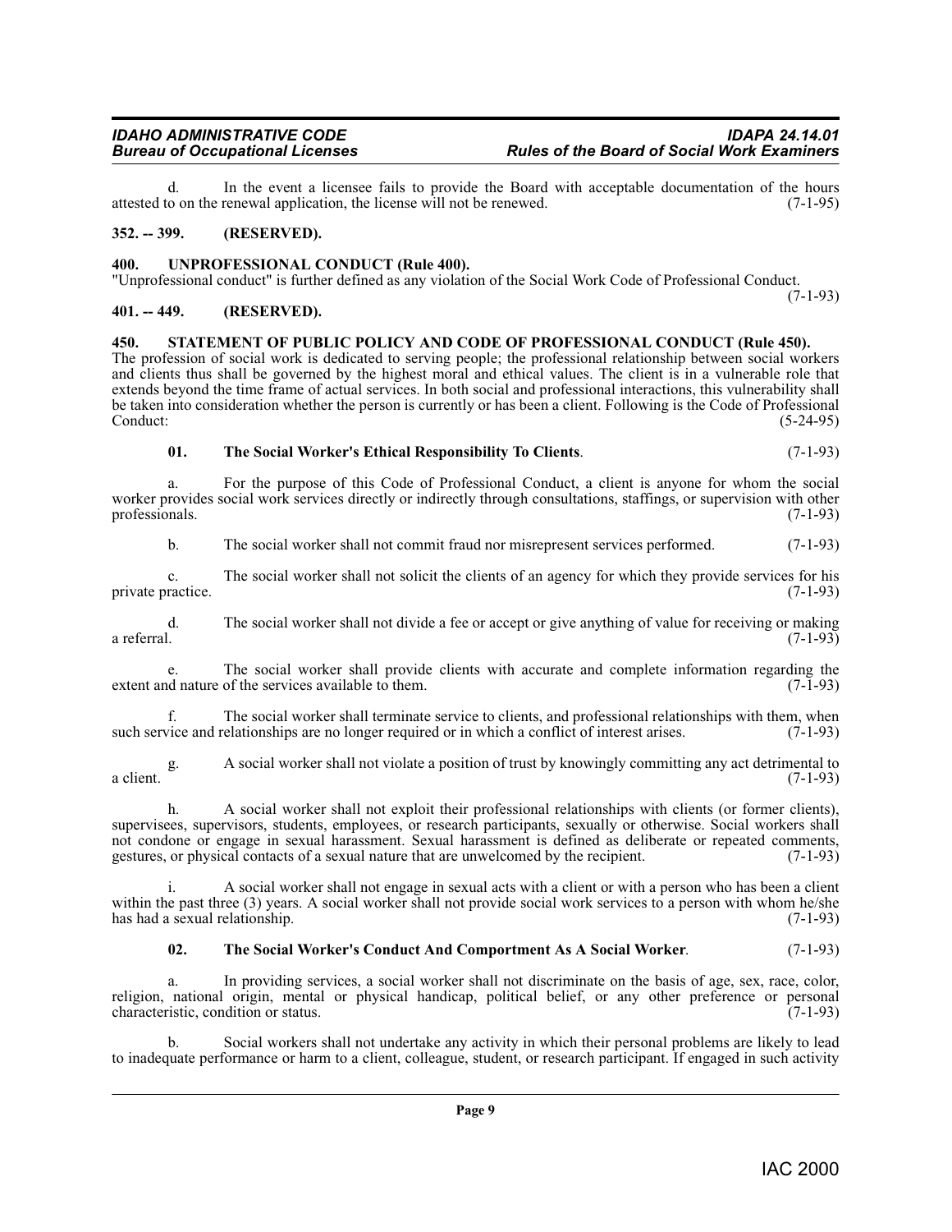d. In the event a licensee fails to provide the Board with acceptable documentation of the hours attested to on the renewal application, the license will not be renewed. (7-1-95)

### 352. -- 399. (RESERVED).

### 400. UNPROFESSIONAL CONDUCT (Rule 400).

"Unprofessional conduct" is further defined as any violation of the Social Work Code of Professional Conduct. (7-1-93)

### 401. -- 449. (RESERVED).

### 450. STATEMENT OF PUBLIC POLICY AND CODE OF PROFESSIONAL CONDUCT (Rule 450).

The profession of social work is dedicated to serving people; the professional relationship between social workers and clients thus shall be governed by the highest moral and ethical values. The client is in a vulnerable role that extends beyond the time frame of actual services. In both social and professional interactions, this vulnerability shall be taken into consideration whether the person is currently or has been a client. Following is the Code of Professional Conduct: (5-24-95)

**01. The Social Worker's Ethical Responsibility To Clients**. (7-1-93)

a. For the purpose of this Code of Professional Conduct, a client is anyone for whom the social worker provides social work services directly or indirectly through consultations, staffings, or supervision with other professionals. (7-1-93)

b. The social worker shall not commit fraud nor misrepresent services performed. (7-1-93)

c. The social worker shall not solicit the clients of an agency for which they provide services for his private practice. (7-1-93)

d. The social worker shall not divide a fee or accept or give anything of value for receiving or making a referral. (7-1-93)

e. The social worker shall provide clients with accurate and complete information regarding the extent and nature of the services available to them. (7-1-93)

f. The social worker shall terminate service to clients, and professional relationships with them, when such service and relationships are no longer required or in which a conflict of interest arises. (7-1-93)

g. A social worker shall not violate a position of trust by knowingly committing any act detrimental to a client. (7-1-93)

h. A social worker shall not exploit their professional relationships with clients (or former clients), supervisees, supervisors, students, employees, or research participants, sexually or otherwise. Social workers shall not condone or engage in sexual harassment. Sexual harassment is defined as deliberate or repeated comments, gestures, or physical contacts of a sexual nature that are unwelcomed by the recipient. (7-1-93)

i. A social worker shall not engage in sexual acts with a client or with a person who has been a client within the past three (3) years. A social worker shall not provide social work services to a person with whom he/she has had a sexual relationship. (7-1-93)

**02. The Social Worker's Conduct And Comportment As A Social Worker**. (7-1-93)

a. In providing services, a social worker shall not discriminate on the basis of age, sex, race, color, religion, national origin, mental or physical handicap, political belief, or any other preference or personal characteristic, condition or status. (7-1-93)

b. Social workers shall not undertake any activity in which their personal problems are likely to lead to inadequate performance or harm to a client, colleague, student, or research participant. If engaged in such activity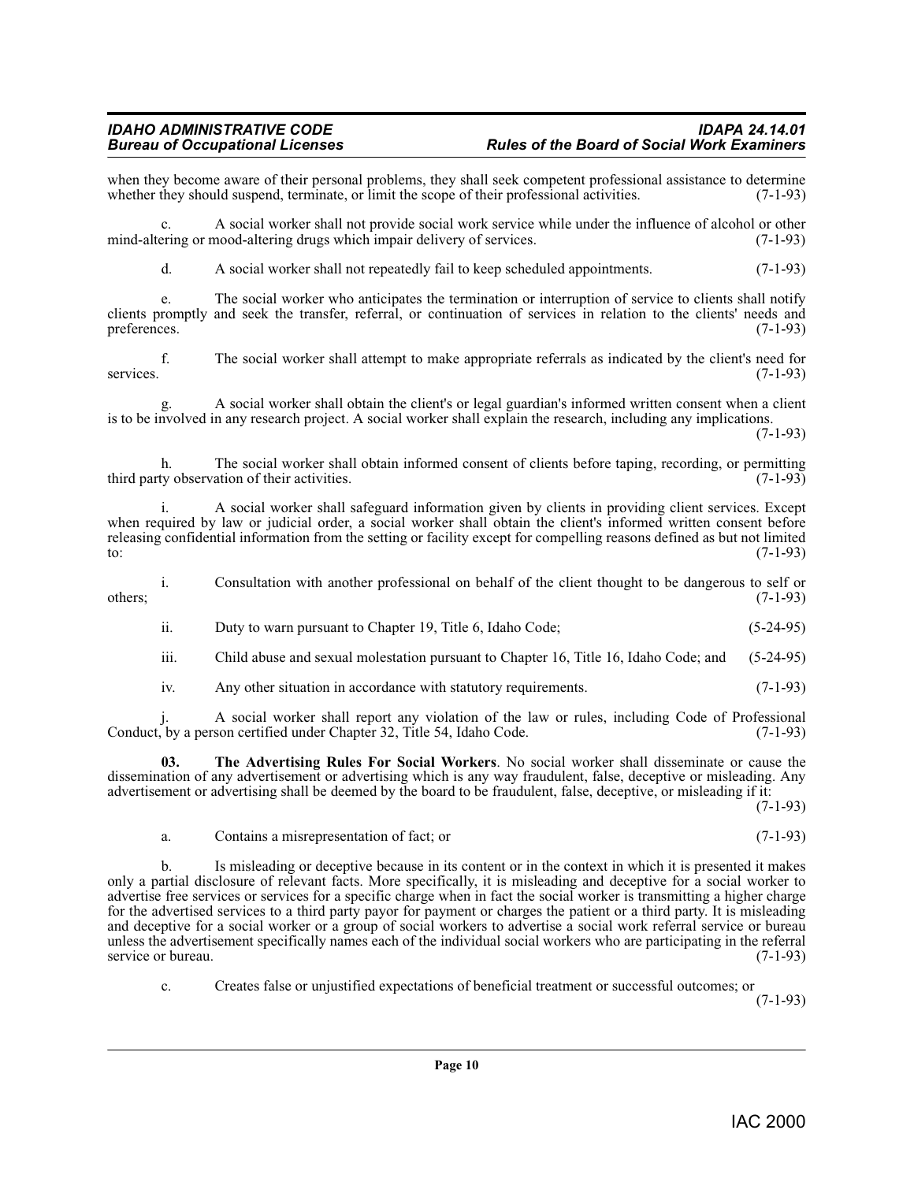when they become aware of their personal problems, they shall seek competent professional assistance to determine whether they should suspend, terminate, or limit the scope of their professional activities. (7-1-93)

c. A social worker shall not provide social work service while under the influence of alcohol or other mind-altering or mood-altering drugs which impair delivery of services. (7-1-93)

d. A social worker shall not repeatedly fail to keep scheduled appointments. (7-1-93)

e. The social worker who anticipates the termination or interruption of service to clients shall notify clients promptly and seek the transfer, referral, or continuation of services in relation to the clients' needs and preferences. (7-1-93)

f. The social worker shall attempt to make appropriate referrals as indicated by the client's need for services. (7-1-93)

g. A social worker shall obtain the client's or legal guardian's informed written consent when a client is to be involved in any research project. A social worker shall explain the research, including any implications. (7-1-93)

h. The social worker shall obtain informed consent of clients before taping, recording, or permitting third party observation of their activities. (7-1-93)

i. A social worker shall safeguard information given by clients in providing client services. Except when required by law or judicial order, a social worker shall obtain the client's informed written consent before releasing confidential information from the setting or facility except for compelling reasons defined as but not limited to: (7-1-93)

i. Consultation with another professional on behalf of the client thought to be dangerous to self or others; (7-1-93)

ii. Duty to warn pursuant to Chapter 19, Title 6, Idaho Code; (5-24-95)

iii. Child abuse and sexual molestation pursuant to Chapter 16, Title 16, Idaho Code; and (5-24-95)

iv. Any other situation in accordance with statutory requirements. (7-1-93)

j. A social worker shall report any violation of the law or rules, including Code of Professional Conduct, by a person certified under Chapter 32, Title 54, Idaho Code. (7-1-93)

**03. The Advertising Rules For Social Workers**. No social worker shall disseminate or cause the dissemination of any advertisement or advertising which is any way fraudulent, false, deceptive or misleading. Any advertisement or advertising shall be deemed by the board to be fraudulent, false, deceptive, or misleading if it: (7-1-93)

a. Contains a misrepresentation of fact; or (7-1-93)

b. Is misleading or deceptive because in its content or in the context in which it is presented it makes only a partial disclosure of relevant facts. More specifically, it is misleading and deceptive for a social worker to advertise free services or services for a specific charge when in fact the social worker is transmitting a higher charge for the advertised services to a third party payor for payment or charges the patient or a third party. It is misleading and deceptive for a social worker or a group of social workers to advertise a social work referral service or bureau unless the advertisement specifically names each of the individual social workers who are participating in the referral service or bureau. (7-1-93)

c. Creates false or unjustified expectations of beneficial treatment or successful outcomes; or (7-1-93)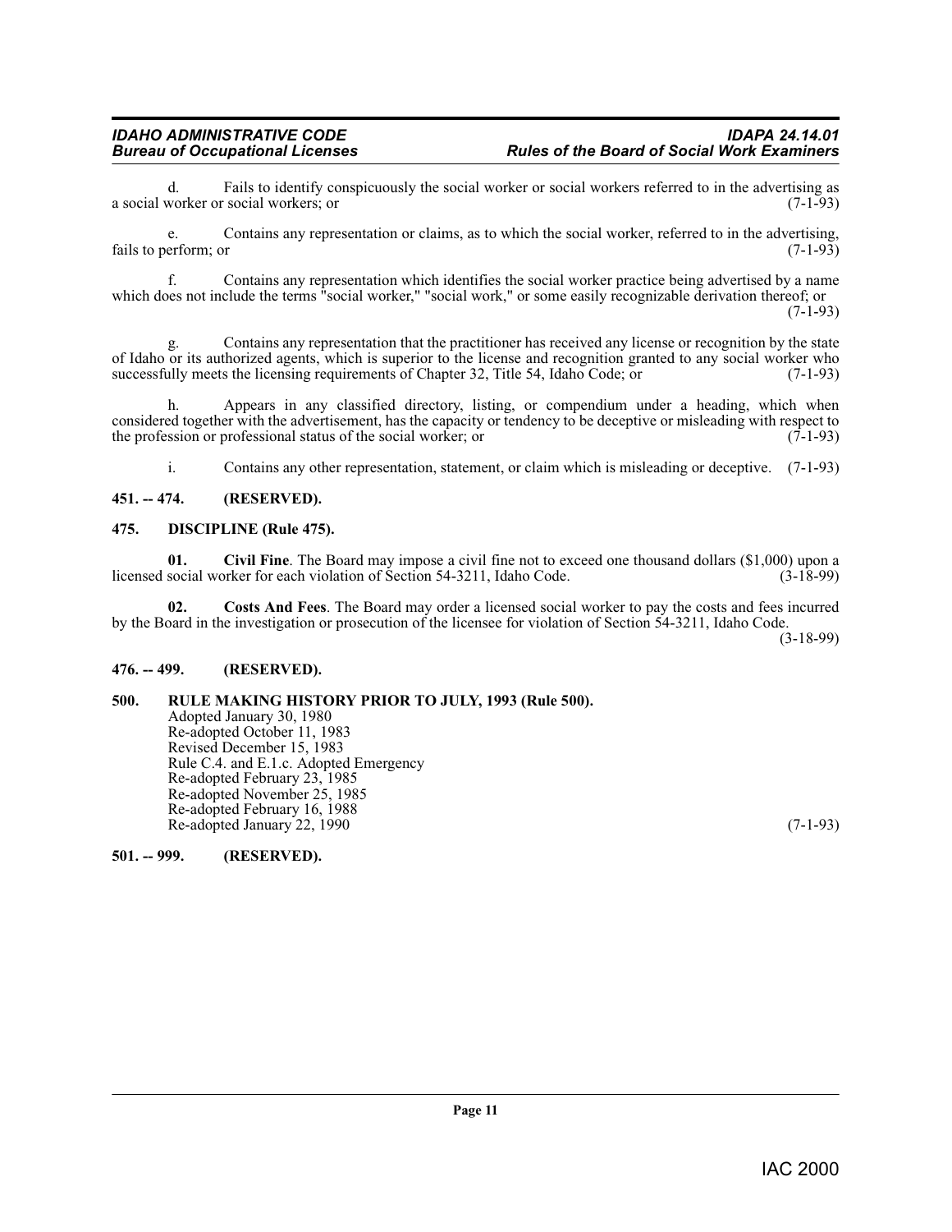d. Fails to identify conspicuously the social worker or social workers referred to in the advertising as a social worker or social workers; or (7-1-93)

e. Contains any representation or claims, as to which the social worker, referred to in the advertising, fails to perform; or (7-1-93)

f. Contains any representation which identifies the social worker practice being advertised by a name which does not include the terms "social worker," "social work," or some easily recognizable derivation thereof; or (7-1-93)

g. Contains any representation that the practitioner has received any license or recognition by the state of Idaho or its authorized agents, which is superior to the license and recognition granted to any social worker who successfully meets the licensing requirements of Chapter 32, Title 54, Idaho Code; or (7-1-93)

h. Appears in any classified directory, listing, or compendium under a heading, which when considered together with the advertisement, has the capacity or tendency to be deceptive or misleading with respect to the profession or professional status of the social worker; or (7-1-93)

i. Contains any other representation, statement, or claim which is misleading or deceptive. (7-1-93)

## 451. -- 474. (RESERVED).

## 475. DISCIPLINE (Rule 475).

**01. Civil Fine**. The Board may impose a civil fine not to exceed one thousand dollars ($1,000) upon a licensed social worker for each violation of Section 54-3211, Idaho Code. (3-18-99)

**02. Costs And Fees**. The Board may order a licensed social worker to pay the costs and fees incurred by the Board in the investigation or prosecution of the licensee for violation of Section 54-3211, Idaho Code. (3-18-99)

## 476. -- 499. (RESERVED).

## 500. RULE MAKING HISTORY PRIOR TO JULY, 1993 (Rule 500).

Adopted January 30, 1980
Re-adopted October 11, 1983
Revised December 15, 1983
Rule C.4. and E.1.c. Adopted Emergency
Re-adopted February 23, 1985
Re-adopted November 25, 1985
Re-adopted February 16, 1988
Re-adopted January 22, 1990 (7-1-93)

## 501. -- 999. (RESERVED).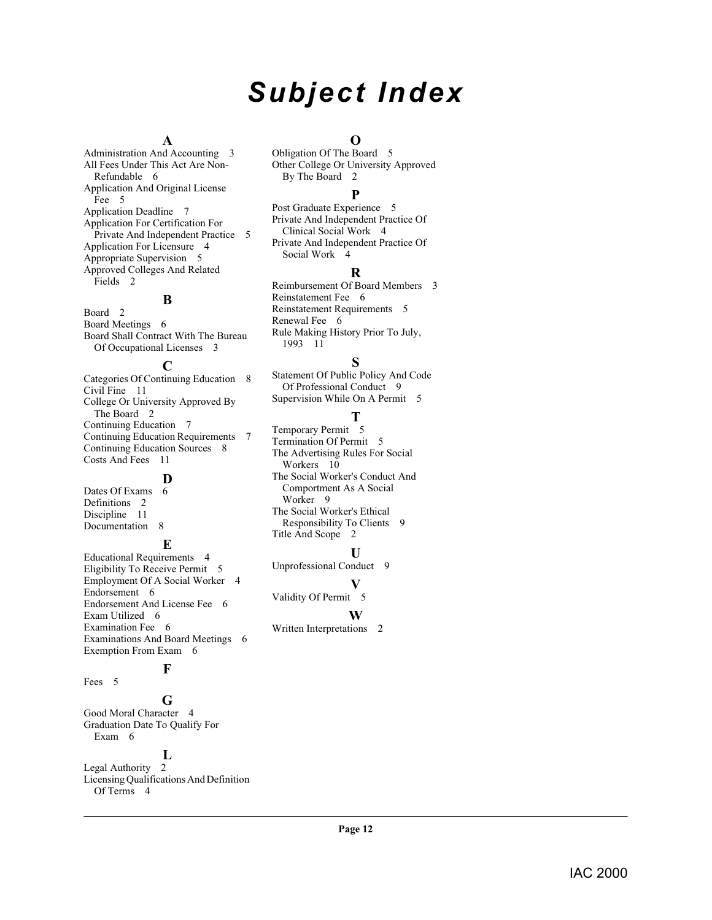# Subject Index

## A

Administration And Accounting 3
All Fees Under This Act Are Non-Refundable 6
Application And Original License Fee 5
Application Deadline 7
Application For Certification For Private And Independent Practice 5
Application For Licensure 4
Appropriate Supervision 5
Approved Colleges And Related Fields 2

## B

Board 2
Board Meetings 6
Board Shall Contract With The Bureau Of Occupational Licenses 3

## C

Categories Of Continuing Education 8
Civil Fine 11
College Or University Approved By The Board 2
Continuing Education 7
Continuing Education Requirements 7
Continuing Education Sources 8
Costs And Fees 11

## D

Dates Of Exams 6
Definitions 2
Discipline 11
Documentation 8

## E

Educational Requirements 4
Eligibility To Receive Permit 5
Employment Of A Social Worker 4
Endorsement 6
Endorsement And License Fee 6
Exam Utilized 6
Examination Fee 6
Examinations And Board Meetings 6
Exemption From Exam 6

## F

Fees 5

## G

Good Moral Character 4
Graduation Date To Qualify For Exam 6

## L

Legal Authority 2
Licensing Qualifications And Definition Of Terms 4

## O

Obligation Of The Board 5
Other College Or University Approved By The Board 2

## P

Post Graduate Experience 5
Private And Independent Practice Of Clinical Social Work 4
Private And Independent Practice Of Social Work 4

## R

Reimbursement Of Board Members 3
Reinstatement Fee 6
Reinstatement Requirements 5
Renewal Fee 6
Rule Making History Prior To July, 1993 11

## S

Statement Of Public Policy And Code Of Professional Conduct 9
Supervision While On A Permit 5

## T

Temporary Permit 5
Termination Of Permit 5
The Advertising Rules For Social Workers 10
The Social Worker's Conduct And Comportment As A Social Worker 9
The Social Worker's Ethical Responsibility To Clients 9
Title And Scope 2

## U

Unprofessional Conduct 9

## V

Validity Of Permit 5

## W

Written Interpretations 2